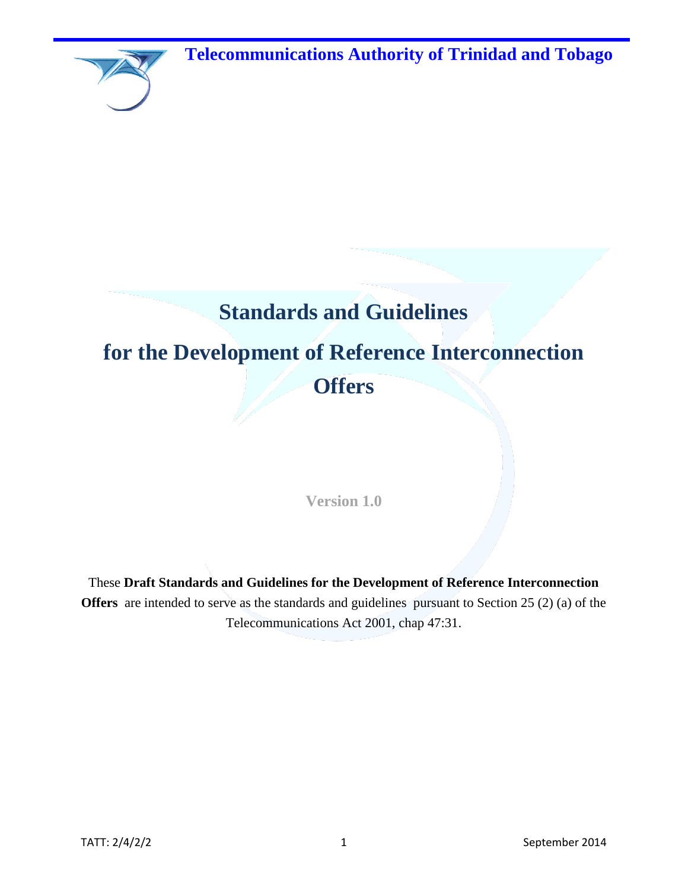**Telecommunications Authority of Trinidad and Tobago**

# Standards and Guidelines

# for the Development of Reference Interconnection Offers

Version 1.0

These **Draft Standards and Guidelines for the Development of Reference Interconnection Offers** are intended to serve as the standards and guidelines pursuant to Section 25 (2) (a) of the Telecommunications Act 2001, chap 47:31.

TATT: 2/4/2/2

September 2014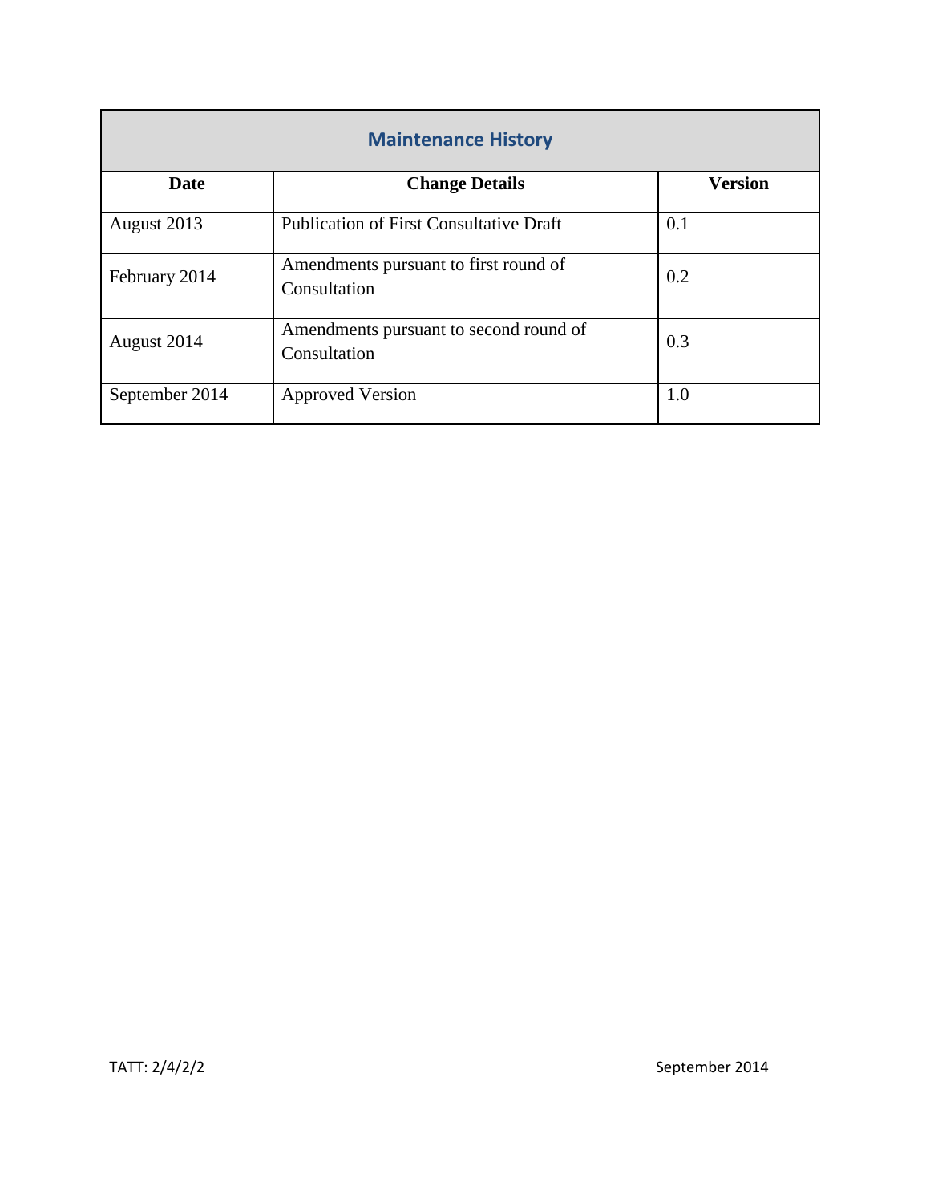| Maintenance History | | |
|---|---|---|
| **Date** | **Change Details** | **Version** |
| August 2013 | Publication of First Consultative Draft | 0.1 |
| February 2014 | Amendments pursuant to first round of Consultation | 0.2 |
| August 2014 | Amendments pursuant to second round of Consultation | 0.3 |
| September 2014 | Approved Version | 1.0 |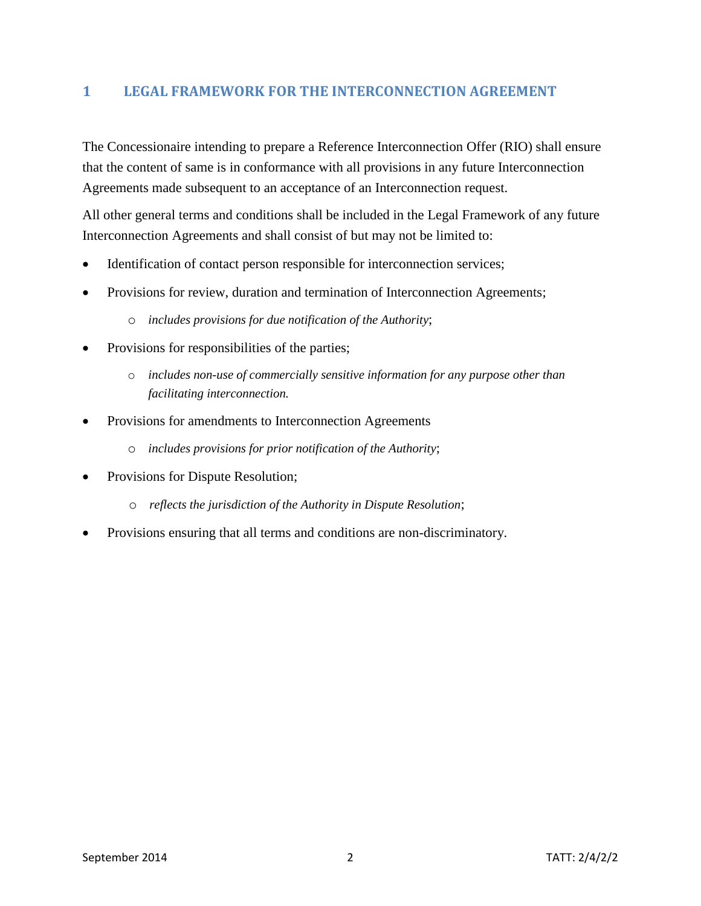## 1 LEGAL FRAMEWORK FOR THE INTERCONNECTION AGREEMENT

The Concessionaire intending to prepare a Reference Interconnection Offer (RIO) shall ensure that the content of same is in conformance with all provisions in any future Interconnection Agreements made subsequent to an acceptance of an Interconnection request.

All other general terms and conditions shall be included in the Legal Framework of any future Interconnection Agreements and shall consist of but may not be limited to:

- Identification of contact person responsible for interconnection services;
- Provisions for review, duration and termination of Interconnection Agreements;
  - *includes provisions for due notification of the Authority*;
- Provisions for responsibilities of the parties;
  - *includes non-use of commercially sensitive information for any purpose other than facilitating interconnection.*
- Provisions for amendments to Interconnection Agreements
  - *includes provisions for prior notification of the Authority*;
- Provisions for Dispute Resolution;
  - *reflects the jurisdiction of the Authority in Dispute Resolution*;
- Provisions ensuring that all terms and conditions are non-discriminatory.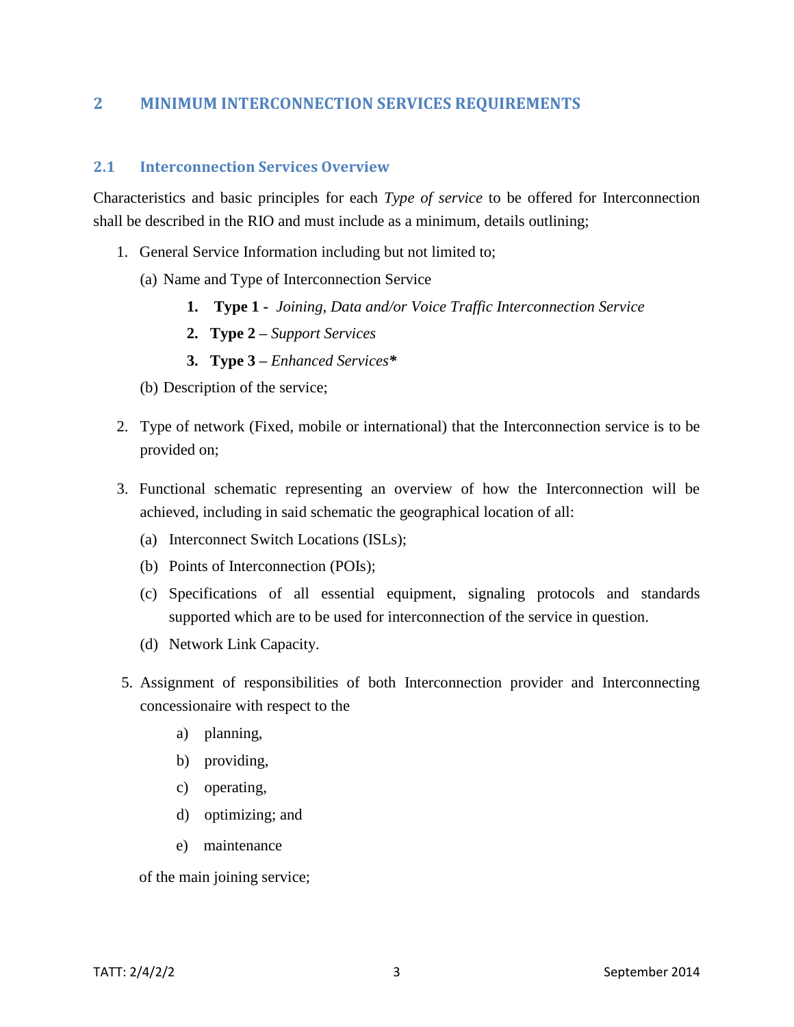## 2 MINIMUM INTERCONNECTION SERVICES REQUIREMENTS

### 2.1 Interconnection Services Overview

Characteristics and basic principles for each *Type of service* to be offered for Interconnection shall be described in the RIO and must include as a minimum, details outlining;

1. General Service Information including but not limited to;

   (a) Name and Type of Interconnection Service

   1. **Type 1 -** *Joining, Data and/or Voice Traffic Interconnection Service*
   2. **Type 2 –** *Support Services*
   3. **Type 3 –** *Enhanced Services***\***

   (b) Description of the service;

2. Type of network (Fixed, mobile or international) that the Interconnection service is to be provided on;

3. Functional schematic representing an overview of how the Interconnection will be achieved, including in said schematic the geographical location of all:

   (a) Interconnect Switch Locations (ISLs);

   (b) Points of Interconnection (POIs);

   (c) Specifications of all essential equipment, signaling protocols and standards supported which are to be used for interconnection of the service in question.

   (d) Network Link Capacity.

5. Assignment of responsibilities of both Interconnection provider and Interconnecting concessionaire with respect to the

   a) planning,

   b) providing,

   c) operating,

   d) optimizing; and

   e) maintenance

   of the main joining service;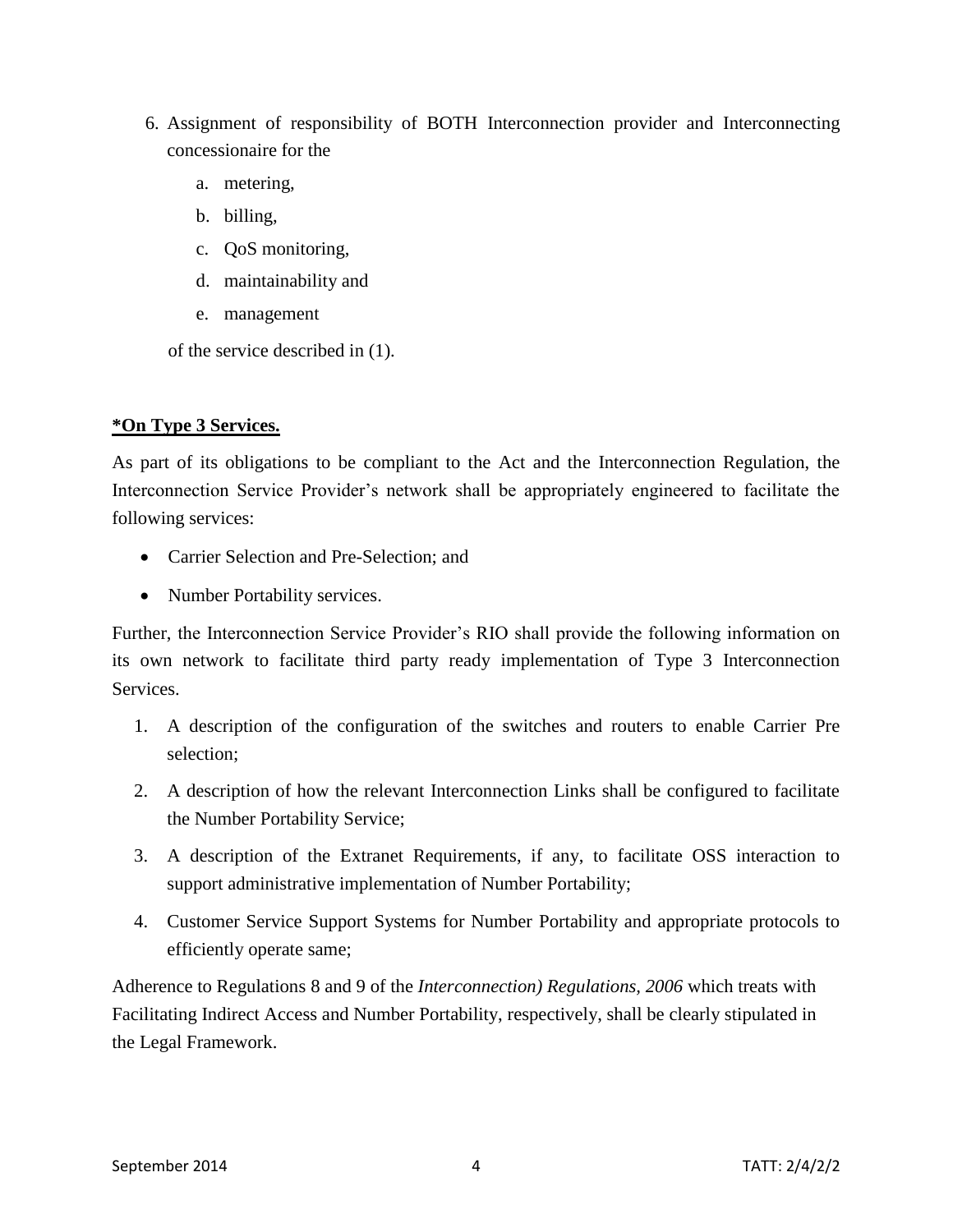6. Assignment of responsibility of BOTH Interconnection provider and Interconnecting concessionaire for the
    a. metering,
    b. billing,
    c. QoS monitoring,
    d. maintainability and
    e. management

   of the service described in (1).

**\*On Type 3 Services.**

As part of its obligations to be compliant to the Act and the Interconnection Regulation, the Interconnection Service Provider's network shall be appropriately engineered to facilitate the following services:

- Carrier Selection and Pre-Selection; and
- Number Portability services.

Further, the Interconnection Service Provider's RIO shall provide the following information on its own network to facilitate third party ready implementation of Type 3 Interconnection Services.

1. A description of the configuration of the switches and routers to enable Carrier Pre selection;
2. A description of how the relevant Interconnection Links shall be configured to facilitate the Number Portability Service;
3. A description of the Extranet Requirements, if any, to facilitate OSS interaction to support administrative implementation of Number Portability;
4. Customer Service Support Systems for Number Portability and appropriate protocols to efficiently operate same;

Adherence to Regulations 8 and 9 of the *Interconnection) Regulations, 2006* which treats with Facilitating Indirect Access and Number Portability, respectively, shall be clearly stipulated in the Legal Framework.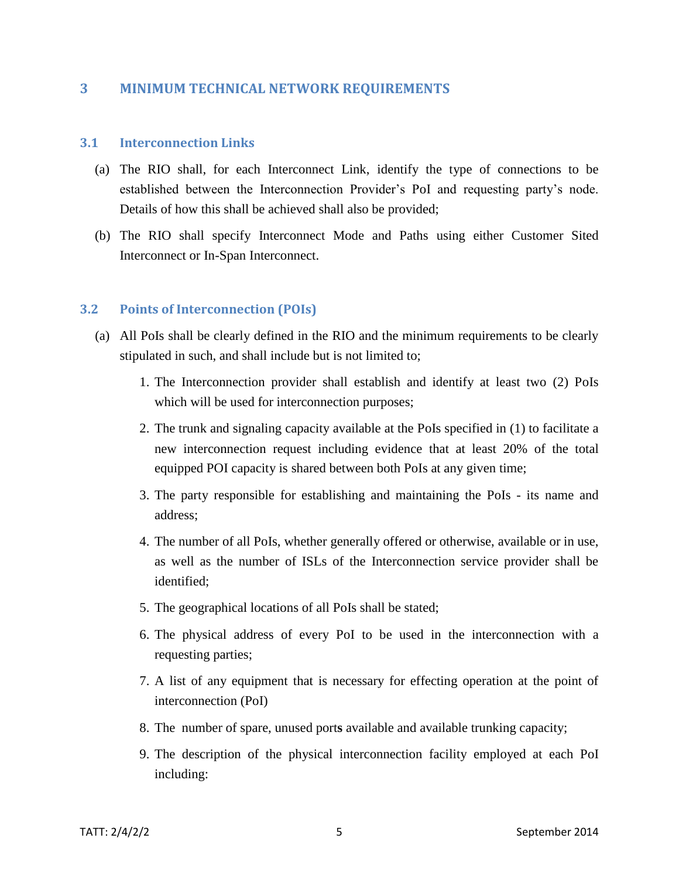# 3 MINIMUM TECHNICAL NETWORK REQUIREMENTS

## 3.1 Interconnection Links

(a) The RIO shall, for each Interconnect Link, identify the type of connections to be established between the Interconnection Provider's PoI and requesting party's node. Details of how this shall be achieved shall also be provided;

(b) The RIO shall specify Interconnect Mode and Paths using either Customer Sited Interconnect or In-Span Interconnect.

## 3.2 Points of Interconnection (POIs)

(a) All PoIs shall be clearly defined in the RIO and the minimum requirements to be clearly stipulated in such, and shall include but is not limited to;

1. The Interconnection provider shall establish and identify at least two (2) PoIs which will be used for interconnection purposes;
2. The trunk and signaling capacity available at the PoIs specified in (1) to facilitate a new interconnection request including evidence that at least 20% of the total equipped POI capacity is shared between both PoIs at any given time;
3. The party responsible for establishing and maintaining the PoIs - its name and address;
4. The number of all PoIs, whether generally offered or otherwise, available or in use, as well as the number of ISLs of the Interconnection service provider shall be identified;
5. The geographical locations of all PoIs shall be stated;
6. The physical address of every PoI to be used in the interconnection with a requesting parties;
7. A list of any equipment that is necessary for effecting operation at the point of interconnection (PoI)
8. The number of spare, unused port**s** available and available trunking capacity;
9. The description of the physical interconnection facility employed at each PoI including: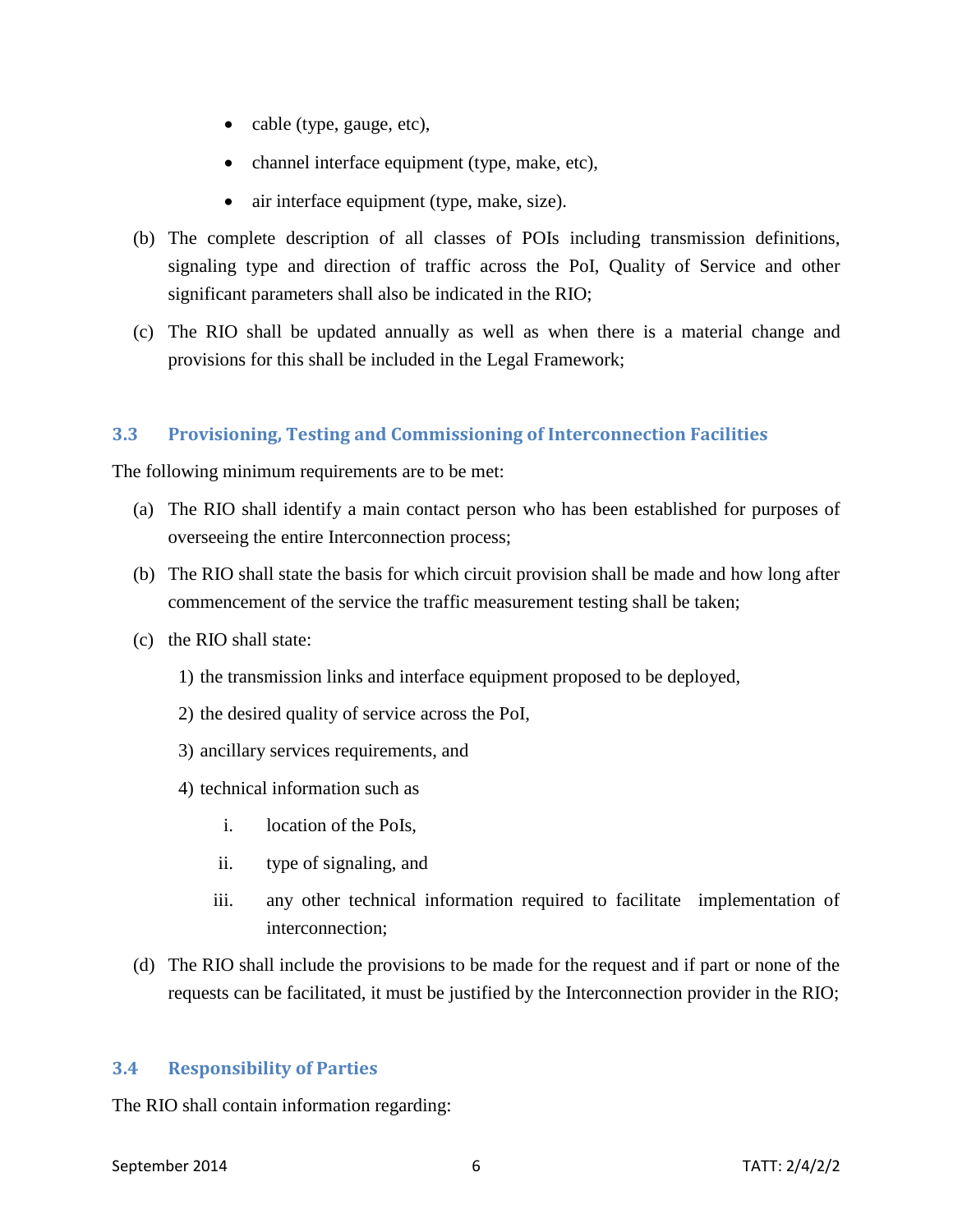- cable (type, gauge, etc),
- channel interface equipment (type, make, etc),
- air interface equipment (type, make, size).

(b) The complete description of all classes of POIs including transmission definitions, signaling type and direction of traffic across the PoI, Quality of Service and other significant parameters shall also be indicated in the RIO;

(c) The RIO shall be updated annually as well as when there is a material change and provisions for this shall be included in the Legal Framework;

### 3.3 Provisioning, Testing and Commissioning of Interconnection Facilities

The following minimum requirements are to be met:

(a) The RIO shall identify a main contact person who has been established for purposes of overseeing the entire Interconnection process;

(b) The RIO shall state the basis for which circuit provision shall be made and how long after commencement of the service the traffic measurement testing shall be taken;

(c) the RIO shall state:

1) the transmission links and interface equipment proposed to be deployed,
2) the desired quality of service across the PoI,
3) ancillary services requirements, and
4) technical information such as
   i. location of the PoIs,
   ii. type of signaling, and
   iii. any other technical information required to facilitate implementation of interconnection;

(d) The RIO shall include the provisions to be made for the request and if part or none of the requests can be facilitated, it must be justified by the Interconnection provider in the RIO;

### 3.4 Responsibility of Parties

The RIO shall contain information regarding: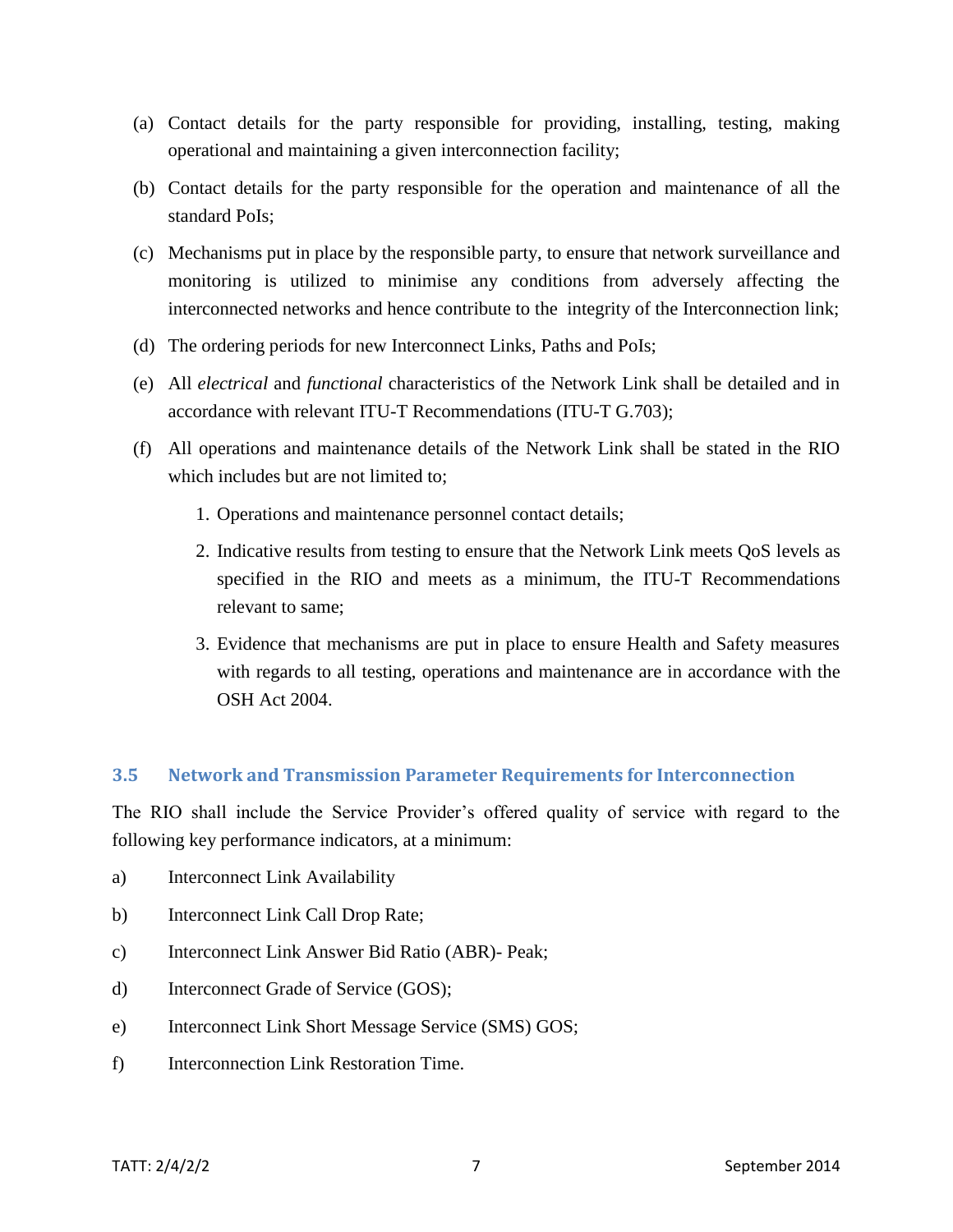(a) Contact details for the party responsible for providing, installing, testing, making operational and maintaining a given interconnection facility;

(b) Contact details for the party responsible for the operation and maintenance of all the standard PoIs;

(c) Mechanisms put in place by the responsible party, to ensure that network surveillance and monitoring is utilized to minimise any conditions from adversely affecting the interconnected networks and hence contribute to the integrity of the Interconnection link;

(d) The ordering periods for new Interconnect Links, Paths and PoIs;

(e) All *electrical* and *functional* characteristics of the Network Link shall be detailed and in accordance with relevant ITU-T Recommendations (ITU-T G.703);

(f) All operations and maintenance details of the Network Link shall be stated in the RIO which includes but are not limited to;

1. Operations and maintenance personnel contact details;
2. Indicative results from testing to ensure that the Network Link meets QoS levels as specified in the RIO and meets as a minimum, the ITU-T Recommendations relevant to same;
3. Evidence that mechanisms are put in place to ensure Health and Safety measures with regards to all testing, operations and maintenance are in accordance with the OSH Act 2004.

### 3.5 Network and Transmission Parameter Requirements for Interconnection

The RIO shall include the Service Provider's offered quality of service with regard to the following key performance indicators, at a minimum:

a) Interconnect Link Availability

b) Interconnect Link Call Drop Rate;

c) Interconnect Link Answer Bid Ratio (ABR)- Peak;

d) Interconnect Grade of Service (GOS);

e) Interconnect Link Short Message Service (SMS) GOS;

f) Interconnection Link Restoration Time.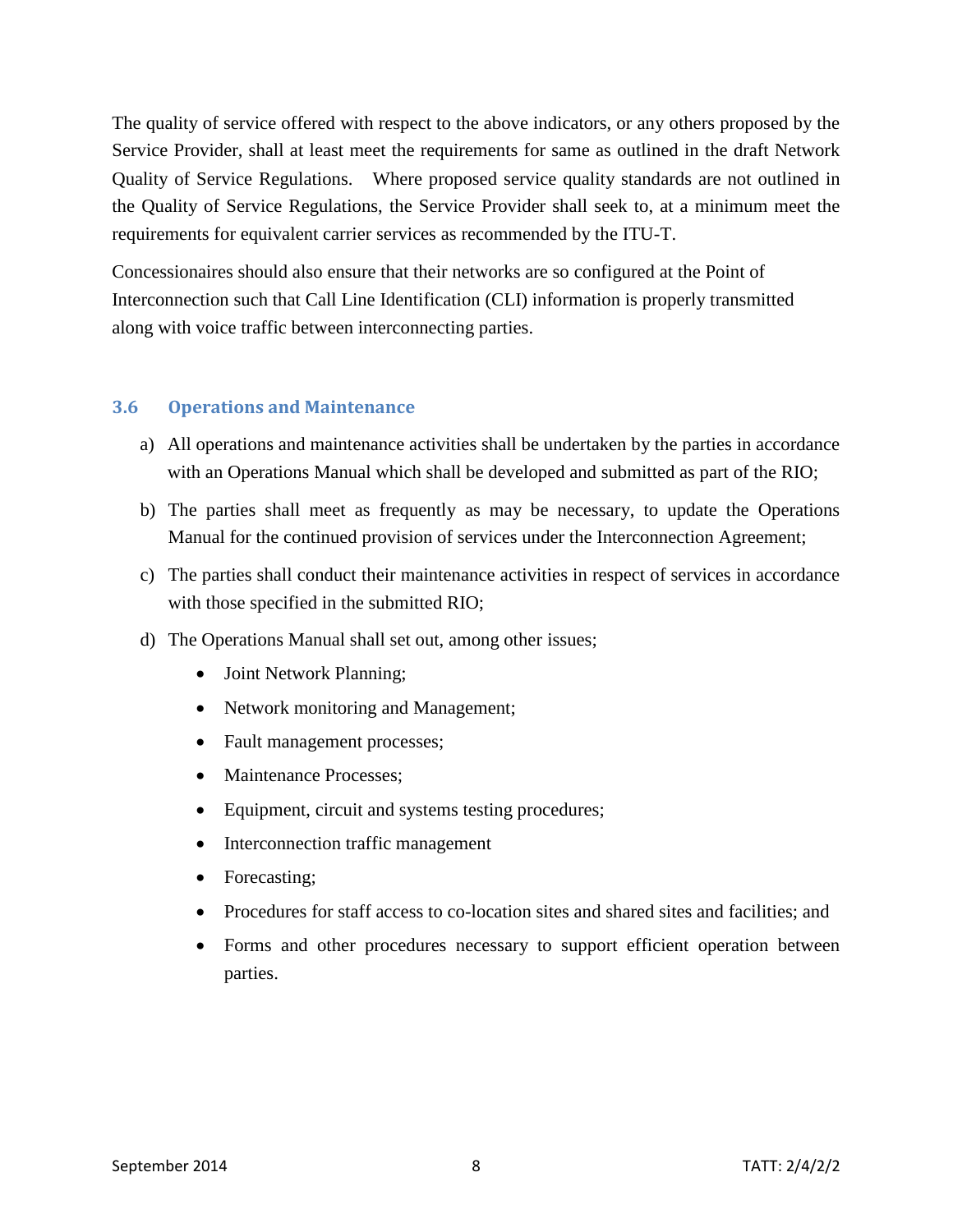The quality of service offered with respect to the above indicators, or any others proposed by the Service Provider, shall at least meet the requirements for same as outlined in the draft Network Quality of Service Regulations. Where proposed service quality standards are not outlined in the Quality of Service Regulations, the Service Provider shall seek to, at a minimum meet the requirements for equivalent carrier services as recommended by the ITU-T.

Concessionaires should also ensure that their networks are so configured at the Point of Interconnection such that Call Line Identification (CLI) information is properly transmitted along with voice traffic between interconnecting parties.

### 3.6 Operations and Maintenance

a) All operations and maintenance activities shall be undertaken by the parties in accordance with an Operations Manual which shall be developed and submitted as part of the RIO;

b) The parties shall meet as frequently as may be necessary, to update the Operations Manual for the continued provision of services under the Interconnection Agreement;

c) The parties shall conduct their maintenance activities in respect of services in accordance with those specified in the submitted RIO;

d) The Operations Manual shall set out, among other issues;

- Joint Network Planning;
- Network monitoring and Management;
- Fault management processes;
- Maintenance Processes;
- Equipment, circuit and systems testing procedures;
- Interconnection traffic management
- Forecasting;
- Procedures for staff access to co-location sites and shared sites and facilities; and
- Forms and other procedures necessary to support efficient operation between parties.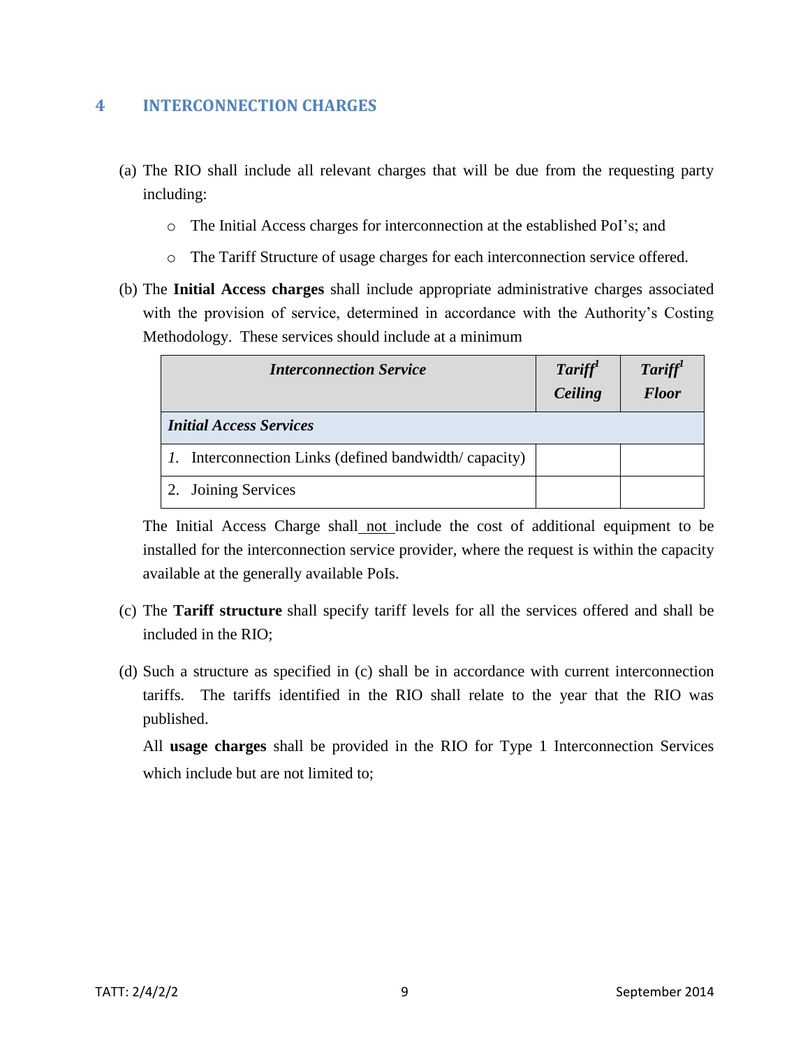## 4 INTERCONNECTION CHARGES

(a) The RIO shall include all relevant charges that will be due from the requesting party including:

- The Initial Access charges for interconnection at the established PoI's; and
- The Tariff Structure of usage charges for each interconnection service offered.

(b) The **Initial Access charges** shall include appropriate administrative charges associated with the provision of service, determined in accordance with the Authority's Costing Methodology. These services should include at a minimum

| ***Interconnection Service*** | ***Tariff[1] Ceiling*** | ***Tariff[1] Floor*** |
|---|---|---|
| ***Initial Access Services*** | | |
| *1.* Interconnection Links (defined bandwidth/ capacity) | | |
| 2. Joining Services | | |

The Initial Access Charge shall <u>not</u> include the cost of additional equipment to be installed for the interconnection service provider, where the request is within the capacity available at the generally available PoIs.

(c) The **Tariff structure** shall specify tariff levels for all the services offered and shall be included in the RIO;

(d) Such a structure as specified in (c) shall be in accordance with current interconnection tariffs. The tariffs identified in the RIO shall relate to the year that the RIO was published.

All **usage charges** shall be provided in the RIO for Type 1 Interconnection Services which include but are not limited to;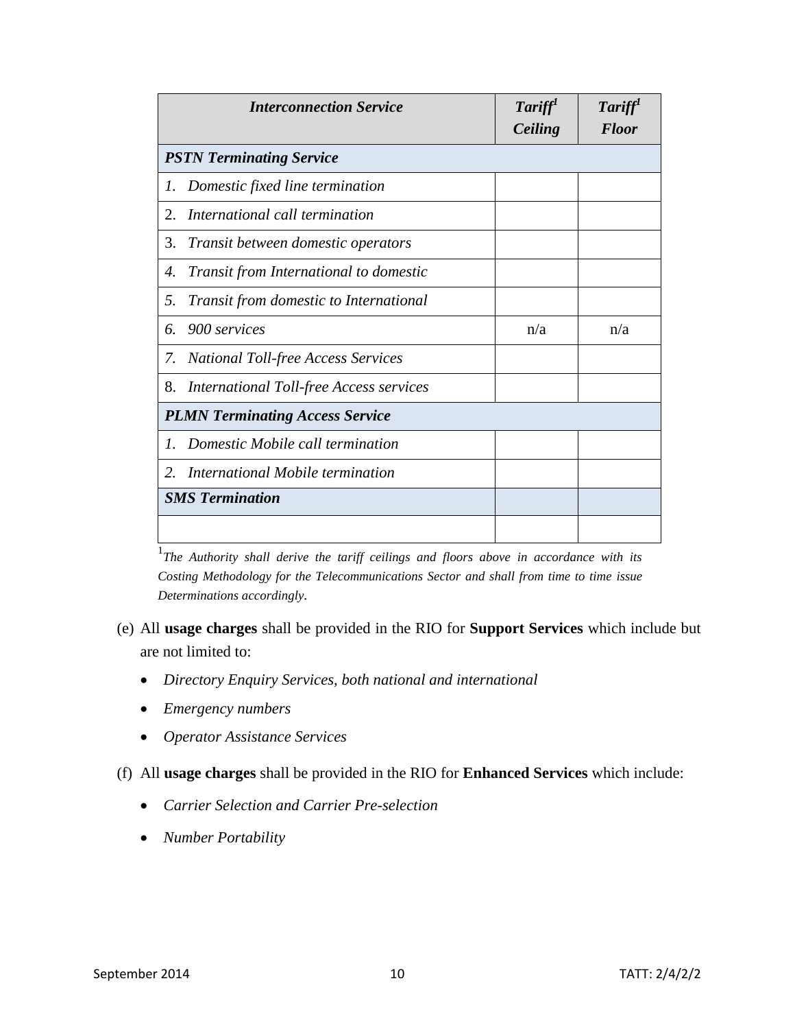| *Interconnection Service* | *Tariff[1] Ceiling* | *Tariff[1] Floor* |
| --- | --- | --- |
| ***PSTN Terminating Service*** | | |
| 1. *Domestic fixed line termination* | | |
| 2. *International call termination* | | |
| 3. *Transit between domestic operators* | | |
| 4. *Transit from International to domestic* | | |
| 5. *Transit from domestic to International* | | |
| 6. *900 services* | n/a | n/a |
| 7. *National Toll-free Access Services* | | |
| 8. *International Toll-free Access services* | | |
| ***PLMN Terminating Access Service*** | | |
| 1. *Domestic Mobile call termination* | | |
| 2. *International Mobile termination* | | |
| ***SMS Termination*** | | |
| | | |

[1]*The Authority shall derive the tariff ceilings and floors above in accordance with its Costing Methodology for the Telecommunications Sector and shall from time to time issue Determinations accordingly.*

(e) All **usage charges** shall be provided in the RIO for **Support Services** which include but are not limited to:

- *Directory Enquiry Services, both national and international*
- *Emergency numbers*
- *Operator Assistance Services*

(f) All **usage charges** shall be provided in the RIO for **Enhanced Services** which include:

- *Carrier Selection and Carrier Pre-selection*
- *Number Portability*